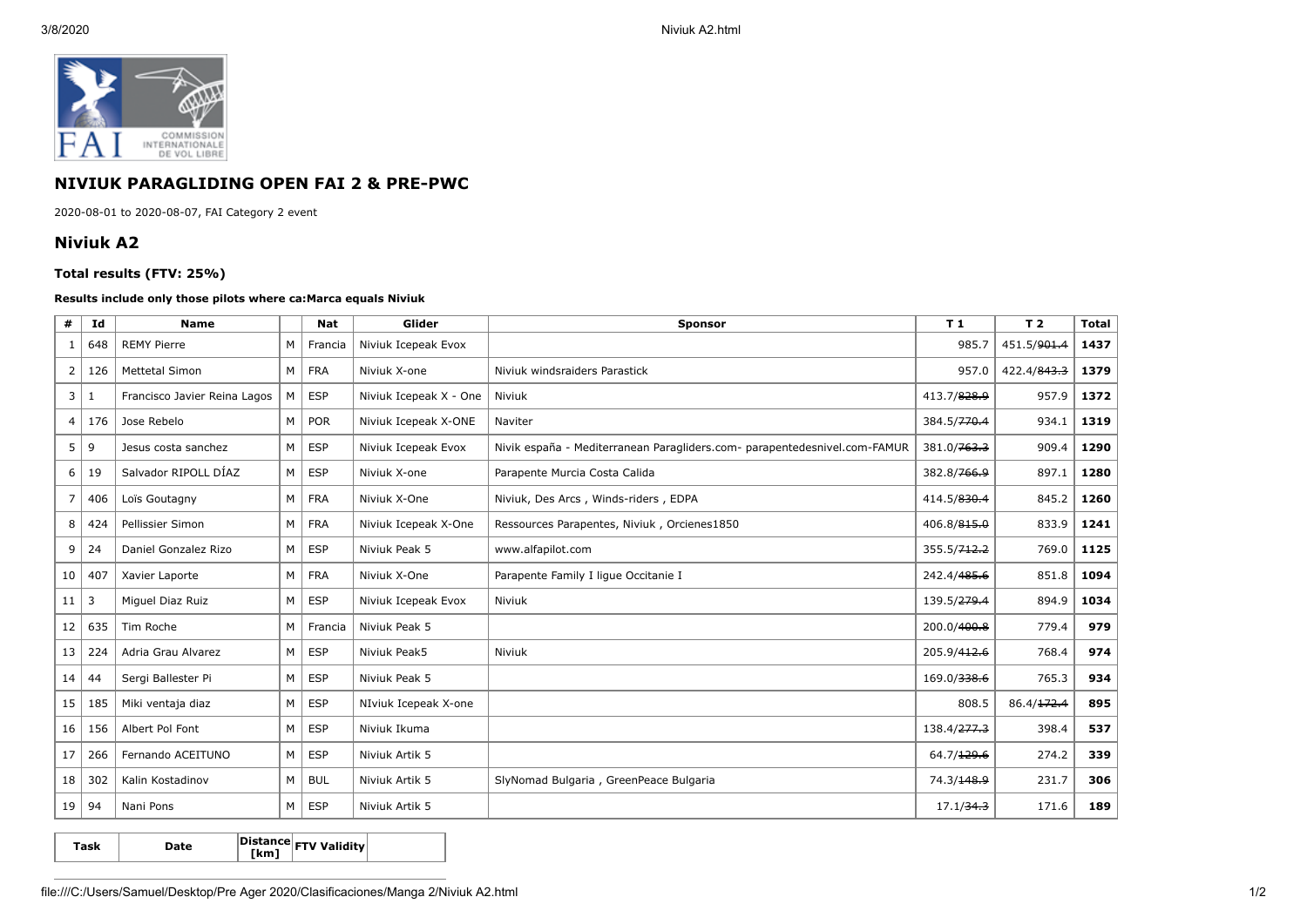## NIVIUK PARAGLIDING OPEN FAI 2 & PRE-PWC

2020-08-01 to 2020-08-07, FAI Category 2 event

## Niviuk A2

### Total results (FTV: 25%)

**Results include only those pilots where ca:Marca equals Niviuk**

| # | Id | Name | | Nat | Glider | Sponsor | T 1 | T 2 | Total |
|---|---|---|---|---|---|---|---|---|---|
| 1 | 648 | REMY Pierre | M | Francia | Niviuk Icepeak Evox | | 985.7 | 451.5/~~901.4~~ | **1437** |
| 2 | 126 | Mettetal Simon | M | FRA | Niviuk X-one | Niviuk windsraiders Parastick | 957.0 | 422.4/~~843.3~~ | **1379** |
| 3 | 1 | Francisco Javier Reina Lagos | M | ESP | Niviuk Icepeak X - One | Niviuk | 413.7/~~828.9~~ | 957.9 | **1372** |
| 4 | 176 | Jose Rebelo | M | POR | Niviuk Icepeak X-ONE | Naviter | 384.5/~~770.4~~ | 934.1 | **1319** |
| 5 | 9 | Jesus costa sanchez | M | ESP | Niviuk Icepeak Evox | Nivik españa - Mediterranean Paragliders.com- parapentedesnivel.com-FAMUR | 381.0/~~763.3~~ | 909.4 | **1290** |
| 6 | 19 | Salvador RIPOLL DÍAZ | M | ESP | Niviuk X-one | Parapente Murcia Costa Calida | 382.8/~~766.9~~ | 897.1 | **1280** |
| 7 | 406 | Loïs Goutagny | M | FRA | Niviuk X-One | Niviuk, Des Arcs , Winds-riders , EDPA | 414.5/~~830.4~~ | 845.2 | **1260** |
| 8 | 424 | Pellissier Simon | M | FRA | Niviuk Icepeak X-One | Ressources Parapentes, Niviuk , Orcienes1850 | 406.8/~~815.0~~ | 833.9 | **1241** |
| 9 | 24 | Daniel Gonzalez Rizo | M | ESP | Niviuk Peak 5 | www.alfapilot.com | 355.5/~~712.2~~ | 769.0 | **1125** |
| 10 | 407 | Xavier Laporte | M | FRA | Niviuk X-One | Parapente Family I ligue Occitanie I | 242.4/~~485.6~~ | 851.8 | **1094** |
| 11 | 3 | Miguel Diaz Ruiz | M | ESP | Niviuk Icepeak Evox | Niviuk | 139.5/~~279.4~~ | 894.9 | **1034** |
| 12 | 635 | Tim Roche | M | Francia | Niviuk Peak 5 | | 200.0/~~400.8~~ | 779.4 | **979** |
| 13 | 224 | Adria Grau Alvarez | M | ESP | Niviuk Peak5 | Niviuk | 205.9/~~412.6~~ | 768.4 | **974** |
| 14 | 44 | Sergi Ballester Pi | M | ESP | Niviuk Peak 5 | | 169.0/~~338.6~~ | 765.3 | **934** |
| 15 | 185 | Miki ventaja diaz | M | ESP | NIviuk Icepeak X-one | | 808.5 | 86.4/~~172.4~~ | **895** |
| 16 | 156 | Albert Pol Font | M | ESP | Niviuk Ikuma | | 138.4/~~277.3~~ | 398.4 | **537** |
| 17 | 266 | Fernando ACEITUNO | M | ESP | Niviuk Artik 5 | | 64.7/~~129.6~~ | 274.2 | **339** |
| 18 | 302 | Kalin Kostadinov | M | BUL | Niviuk Artik 5 | SlyNomad Bulgaria , GreenPeace Bulgaria | 74.3/~~148.9~~ | 231.7 | **306** |
| 19 | 94 | Nani Pons | M | ESP | Niviuk Artik 5 | | 17.1/~~34.3~~ | 171.6 | **189** |

| Task | Date | Distance [km] | FTV Validity | |
|---|---|---|---|---|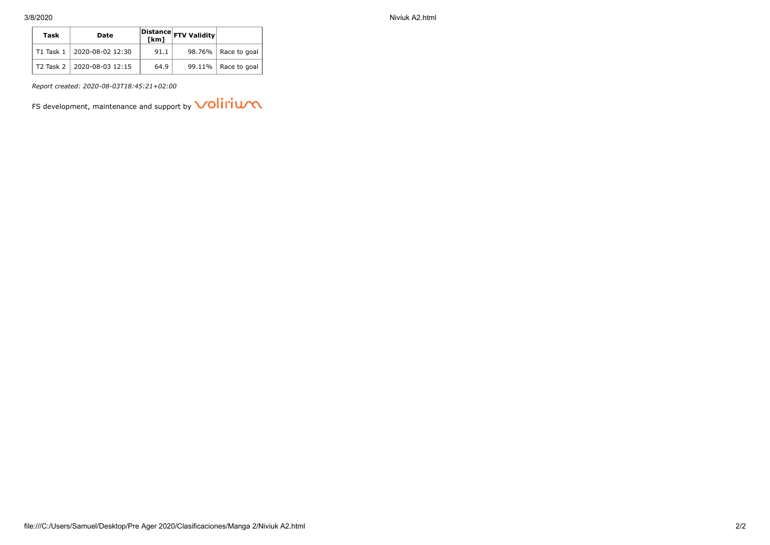| Task | Date | Distance [km] | FTV Validity | |
|---|---|---|---|---|
| T1 Task 1 | 2020-08-02 12:30 | 91.1 | 98.76% | Race to goal |
| T2 Task 2 | 2020-08-03 12:15 | 64.9 | 99.11% | Race to goal |

*Report created: 2020-08-03T18:45:21+02:00*

FS development, maintenance and support by volirium